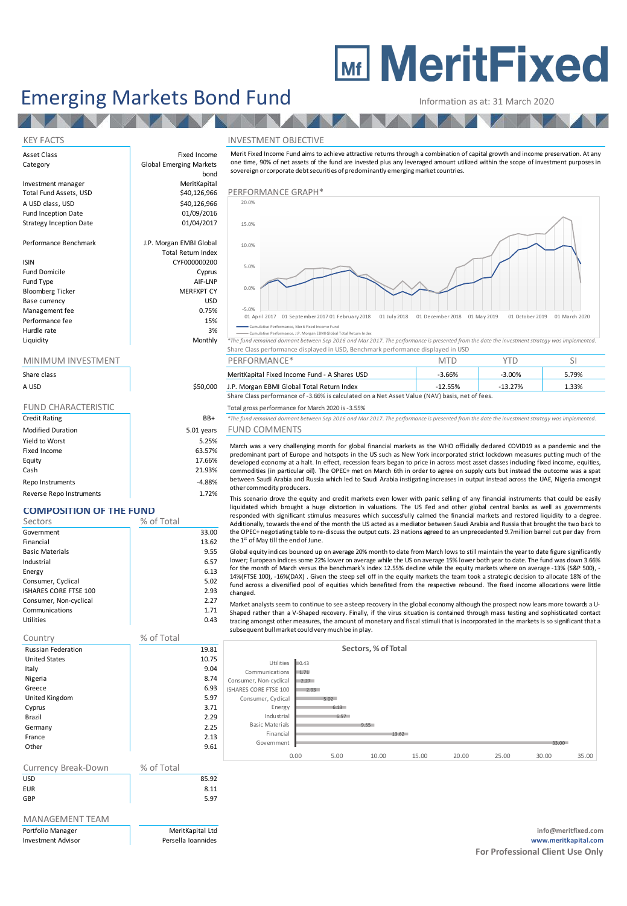# MeritFixed

# Emerging Markets Bond Fund

Information as at: 31 March 2020

## KEY FACTS

| | |
|---|---|
| Asset Class | Fixed Income |
| Category | Global Emerging Markets bond |
| Investment manager | MeritKapital |
| Total Fund Assets, USD | $40,126,966 |
| A USD class, USD | $40,126,966 |
| Fund Inception Date | 01/09/2016 |
| Strategy Inception Date | 01/04/2017 |
| Performance Benchmark | J.P. Morgan EMBI Global Total Return Index |
| ISIN | CYF000000200 |
| Fund Domicile | Cyprus |
| Fund Type | AIF-LNP |
| Bloomberg Ticker | MERFXPT CY |
| Base currency | USD |
| Management fee | 0.75% |
| Performance fee | 15% |
| Hurdle rate | 3% |
| Liquidity | Monthly |

## MINIMUM INVESTMENT

| Share class | |
|---|---|
| A USD | $50,000 |

## FUND CHARACTERISTIC

| | |
|---|---|
| Credit Rating | BB+ |
| Modified Duration | 5.01 years |
| Yield to Worst | 5.25% |
| Fixed Income | 63.57% |
| Equity | 17.66% |
| Cash | 21.93% |
| Repo Instruments | -4.88% |
| Reverse Repo Instruments | 1.72% |

## COMPOSITION OF THE FUND

| Sectors | % of Total |
|---|---|
| Government | 33.00 |
| Financial | 13.62 |
| Basic Materials | 9.55 |
| Industrial | 6.57 |
| Energy | 6.13 |
| Consumer, Cyclical | 5.02 |
| ISHARES CORE FTSE 100 | 2.93 |
| Consumer, Non-cyclical | 2.27 |
| Communications | 1.71 |
| Utilities | 0.43 |

| Country | % of Total |
|---|---|
| Russian Federation | 19.81 |
| United States | 10.75 |
| Italy | 9.04 |
| Nigeria | 8.74 |
| Greece | 6.93 |
| United Kingdom | 5.97 |
| Cyprus | 3.71 |
| Brazil | 2.29 |
| Germany | 2.25 |
| France | 2.13 |
| Other | 9.61 |

| Currency Break-Down | % of Total |
|---|---|
| USD | 85.92 |
| EUR | 8.11 |
| GBP | 5.97 |

## MANAGEMENT TEAM

| | |
|---|---|
| Portfolio Manager | MeritKapital Ltd |
| Investment Advisor | Persella Ioannides |

## INVESTMENT OBJECTIVE

Merit Fixed Income Fund aims to achieve attractive returns through a combination of capital growth and income preservation. At any one time, 90% of net assets of the fund are invested plus any leveraged amount utilized within the scope of investment purposes in sovereign or corporate debt securities of predominantly emerging market countries.

## PERFORMANCE GRAPH*

Cumulative Performance, Merit Fixed Income Fund
Cumulative Performance, J.P. Morgan EMBI Global Total Return Index

*The fund remained dormant between Sep 2016 and Mar 2017. The performance is presented from the date the investment strategy was implemented.

Share Class performance displayed in USD, Benchmark performance displayed in USD

| PERFORMANCE* | MTD | YTD | SI |
|---|---|---|---|
| MeritKapital Fixed Income Fund - A Shares USD | -3.66% | -3.00% | 5.79% |
| J.P. Morgan EBMI Global Total Return Index | -12.55% | -13.27% | 1.33% |

Share Class performance of -3.66% is calculated on a Net Asset Value (NAV) basis, net of fees.

Total gross performance for March 2020 is -3.55%

*The fund remained dormant between Sep 2016 and Mar 2017. The performance is presented from the date the investment strategy was implemented.

## FUND COMMENTS

March was a very challenging month for global financial markets as the WHO officially declared COVID19 as a pandemic and the predominant part of Europe and hotspots in the US such as New York incorporated strict lockdown measures putting much of the developed economy at a halt. In effect, recession fears began to price in across most asset classes including fixed income, equities, commodities (in particular oil). The OPEC+ met on March 6th in order to agree on supply cuts but instead the outcome was a spat between Saudi Arabia and Russia which led to Saudi Arabia instigating increases in output instead across the UAE, Nigeria amongst other commodity producers.

This scenario drove the equity and credit markets even lower with panic selling of any financial instruments that could be easily liquidated which brought a huge distortion in valuations. The US Fed and other global central banks as well as governments responded with significant stimulus measures which successfully calmed the financial markets and restored liquidity to a degree. Additionally, towards the end of the month the US acted as a mediator between Saudi Arabia and Russia that brought the two back to the OPEC+ negotiating table to re-discuss the output cuts. 23 nations agreed to an unprecedented 9.7million barrel cut per day from the 1st of May till the end of June.

Global equity indices bounced up on average 20% month to date from March lows to still maintain the year to date figure significantly lower; European indices some 22% lower on average while the US on average 15% lower both year to date. The fund was down 3.66% for the month of March versus the benchmark's index 12.55% decline while the equity markets where on average -13% (S&P 500), -14%(FTSE 100), -16%(DAX) . Given the steep sell off in the equity markets the team took a strategic decision to allocate 18% of the fund across a diversified pool of equities which benefited from the respective rebound. The fixed income allocations were little changed.

Market analysts seem to continue to see a steep recovery in the global economy although the prospect now leans more towards a U-Shaped rather than a V-Shaped recovery. Finally, if the virus situation is contained through mass testing and sophisticated contact tracing amongst other measures, the amount of monetary and fiscal stimuli that is incorporated in the markets is so significant that a subsequent bull market could very much be in play.

**Sectors, % of Total**

| Sector | % of Total |
|---|---|
| Utilities | 0.43 |
| Communications | 1.71 |
| Consumer, Non-cyclical | 2.27 |
| ISHARES CORE FTSE 100 | 2.93 |
| Consumer, Cyclical | 5.02 |
| Energy | 6.13 |
| Industrial | 6.57 |
| Basic Materials | 9.55 |
| Financial | 13.62 |
| Government | 33.00 |

info@meritfixed.com
www.meritkapital.com

**For Professional Client Use Only**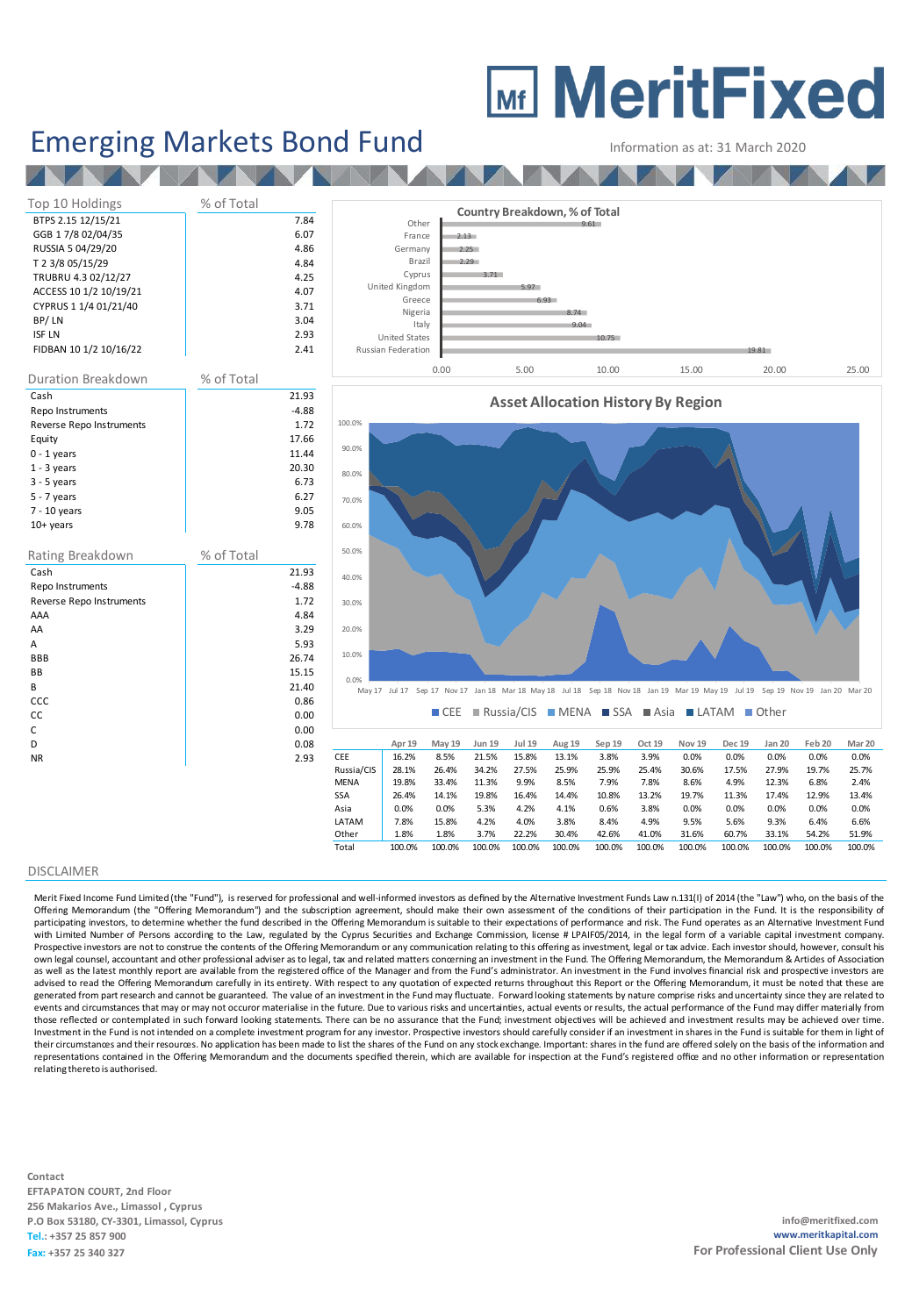# MeritFixed

# Emerging Markets Bond Fund

Information as at: 31 March 2020

| Top 10 Holdings | % of Total |
|---|---|
| BTPS 2.15 12/15/21 | 7.84 |
| GGB 1 7/8 02/04/35 | 6.07 |
| RUSSIA 5 04/29/20 | 4.86 |
| T 2 3/8 05/15/29 | 4.84 |
| TRUBRU 4.3 02/12/27 | 4.25 |
| ACCESS 10 1/2 10/19/21 | 4.07 |
| CYPRUS 1 1/4 01/21/40 | 3.71 |
| BP/ LN | 3.04 |
| ISF LN | 2.93 |
| FIDBAN 10 1/2 10/16/22 | 2.41 |

| Duration Breakdown | % of Total |
|---|---|
| Cash | 21.93 |
| Repo Instruments | -4.88 |
| Reverse Repo Instruments | 1.72 |
| Equity | 17.66 |
| 0 - 1 years | 11.44 |
| 1 - 3 years | 20.30 |
| 3 - 5 years | 6.73 |
| 5 - 7 years | 6.27 |
| 7 - 10 years | 9.05 |
| 10+ years | 9.78 |

| Rating Breakdown | % of Total |
|---|---|
| Cash | 21.93 |
| Repo Instruments | -4.88 |
| Reverse Repo Instruments | 1.72 |
| AAA | 4.84 |
| AA | 3.29 |
| A | 5.93 |
| BBB | 26.74 |
| BB | 15.15 |
| B | 21.40 |
| CCC | 0.86 |
| CC | 0.00 |
| C | 0.00 |
| D | 0.08 |
| NR | 2.93 |

Country Breakdown, % of Total

Other 9.61
France 2.13
Germany 2.25
Brazil 2.29
Cyprus 3.71
United Kingdom 5.97
Greece 6.93
Nigeria 8.74
Italy 9.04
United States 10.75
Russian Federation 19.81

0.00 5.00 10.00 15.00 20.00 25.00

Asset Allocation History By Region

100.0% 90.0% 80.0% 70.0% 60.0% 50.0% 40.0% 30.0% 20.0% 10.0% 0.0%

May 17 Jul 17 Sep 17 Nov 17 Jan 18 Mar 18 May 18 Jul 18 Sep 18 Nov 18 Jan 19 Mar 19 May 19 Jul 19 Sep 19 Nov 19 Jan 20 Mar 20

CEE, Russia/CIS, MENA, SSA, Asia, LATAM, Other

| | Apr 19 | May 19 | Jun 19 | Jul 19 | Aug 19 | Sep 19 | Oct 19 | Nov 19 | Dec 19 | Jan 20 | Feb 20 | Mar 20 |
|---|---|---|---|---|---|---|---|---|---|---|---|---|
| CEE | 16.2% | 8.5% | 21.5% | 15.8% | 13.1% | 3.8% | 3.9% | 0.0% | 0.0% | 0.0% | 0.0% | 0.0% |
| Russia/CIS | 28.1% | 26.4% | 34.2% | 27.5% | 25.9% | 25.9% | 25.4% | 30.6% | 17.5% | 27.9% | 19.7% | 25.7% |
| MENA | 19.8% | 33.4% | 11.3% | 9.9% | 8.5% | 7.9% | 7.8% | 8.6% | 4.9% | 12.3% | 6.8% | 2.4% |
| SSA | 26.4% | 14.1% | 19.8% | 16.4% | 14.4% | 10.8% | 13.2% | 19.7% | 11.3% | 17.4% | 12.9% | 13.4% |
| Asia | 0.0% | 0.0% | 5.3% | 4.2% | 4.1% | 0.6% | 3.8% | 0.0% | 0.0% | 0.0% | 0.0% | 0.0% |
| LATAM | 7.8% | 15.8% | 4.2% | 4.0% | 3.8% | 8.4% | 4.9% | 9.5% | 5.6% | 9.3% | 6.4% | 6.6% |
| Other | 1.8% | 1.8% | 3.7% | 22.2% | 30.4% | 42.6% | 41.0% | 31.6% | 60.7% | 33.1% | 54.2% | 51.9% |
| Total | 100.0% | 100.0% | 100.0% | 100.0% | 100.0% | 100.0% | 100.0% | 100.0% | 100.0% | 100.0% | 100.0% | 100.0% |

## DISCLAIMER

Merit Fixed Income Fund Limited (the "Fund"), is reserved for professional and well-informed investors as defined by the Alternative Investment Funds Law n.131(I) of 2014 (the "Law") who, on the basis of the Offering Memorandum (the "Offering Memorandum") and the subscription agreement, should make their own assessment of the conditions of their participation in the Fund. It is the responsibility of participating investors, to determine whether the fund described in the Offering Memorandum is suitable to their expectations of performance and risk. The Fund operates as an Alternative Investment Fund with Limited Number of Persons according to the Law, regulated by the Cyprus Securities and Exchange Commission, license # LPAIF05/2014, in the legal form of a variable capital investment company. Prospective investors are not to construe the contents of the Offering Memorandum or any communication relating to this offering as investment, legal or tax advice. Each investor should, however, consult his own legal counsel, accountant and other professional adviser as to legal, tax and related matters concerning an investment in the Fund. The Offering Memorandum, the Memorandum & Artides of Association as well as the latest monthly report are available from the registered office of the Manager and from the Fund's administrator. An investment in the Fund involves financial risk and prospective investors are advised to read the Offering Memorandum carefully in its entirety. With respect to any quotation of expected returns throughout this Report or the Offering Memorandum, it must be noted that these are generated from part research and cannot be guaranteed. The value of an investment in the Fund may fluctuate. Forward looking statements by nature comprise risks and uncertainty since they are related to events and circumstances that may or may not occurr materialise in the future. Due to various risks and uncertainties, actual events or results, the actual performance of the Fund may differ materially from those reflected or contemplated in such forward looking statements. There can be no assurance that the Fund; investment objectives will be achieved and investment results may be achieved over time. Investment in the Fund is not intended on a complete investment program for any investor. Prospective investors should carefully consider if an investment in shares in the Fund is suitable for them in light of their circumstances and their resources. No application has been made to list the shares of the Fund on any stock exchange. Important: shares in the fund are offered solely on the basis of the information and representations contained in the Offering Memorandum and the documents specified therein, which are available for inspection at the Fund's registered office and no other information or representation relating thereto is authorised.

**Contact**
**EFTAPATON COURT, 2nd Floor**
**256 Makarios Ave., Limassol , Cyprus**
**P.O Box 53180, CY-3301, Limassol, Cyprus**
**Tel.: +357 25 857 900**
**Fax: +357 25 340 327**

**info@meritfixed.com**
**www.meritkapital.com**
**For Professional Client Use Only**